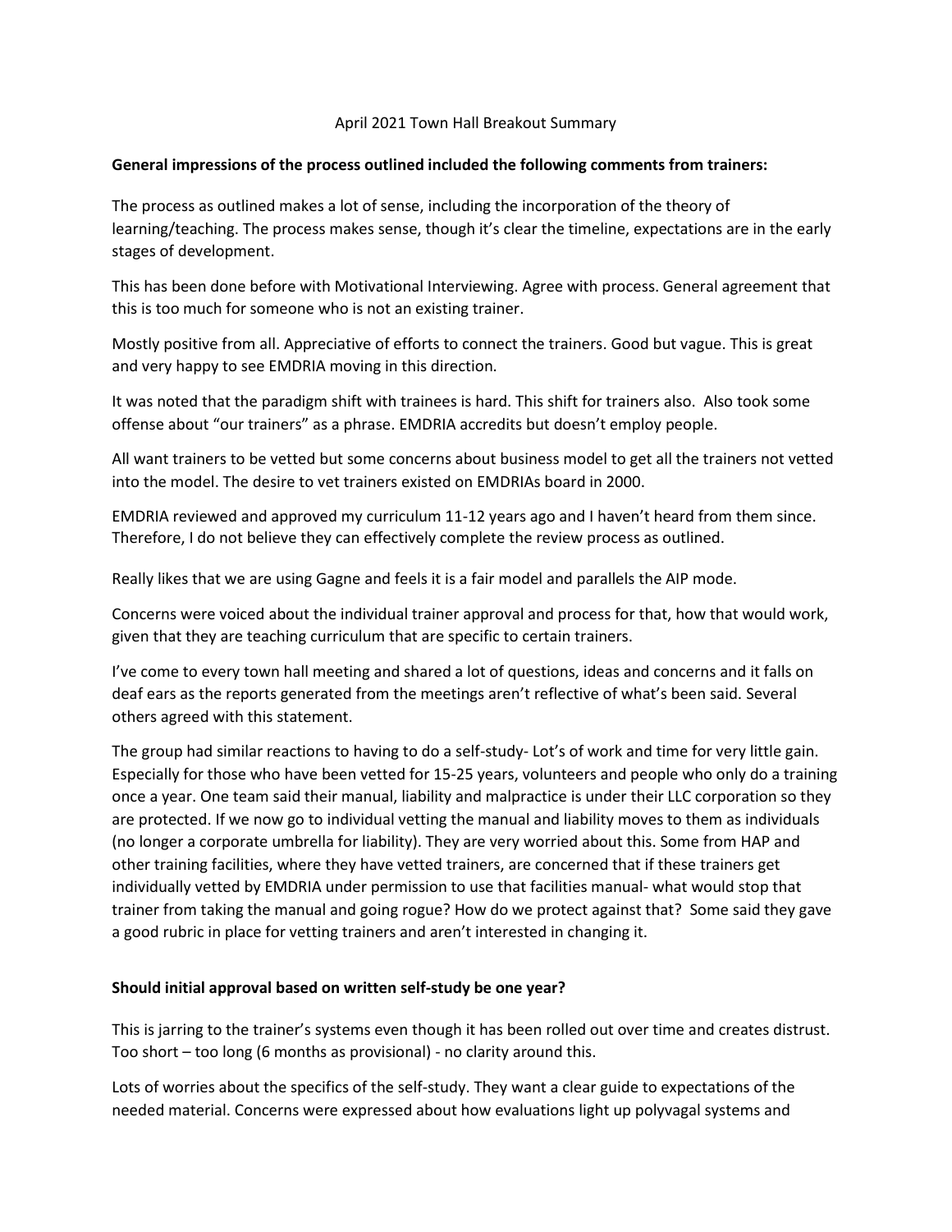April 2021 Town Hall Breakout Summary

**General impressions of the process outlined included the following comments from trainers:**

The process as outlined makes a lot of sense, including the incorporation of the theory of learning/teaching. The process makes sense, though it's clear the timeline, expectations are in the early stages of development.

This has been done before with Motivational Interviewing. Agree with process. General agreement that this is too much for someone who is not an existing trainer.

Mostly positive from all. Appreciative of efforts to connect the trainers. Good but vague. This is great and very happy to see EMDRIA moving in this direction.

It was noted that the paradigm shift with trainees is hard. This shift for trainers also. Also took some offense about "our trainers" as a phrase. EMDRIA accredits but doesn't employ people.

All want trainers to be vetted but some concerns about business model to get all the trainers not vetted into the model. The desire to vet trainers existed on EMDRIAs board in 2000.

EMDRIA reviewed and approved my curriculum 11-12 years ago and I haven't heard from them since. Therefore, I do not believe they can effectively complete the review process as outlined.

Really likes that we are using Gagne and feels it is a fair model and parallels the AIP mode.

Concerns were voiced about the individual trainer approval and process for that, how that would work, given that they are teaching curriculum that are specific to certain trainers.

I've come to every town hall meeting and shared a lot of questions, ideas and concerns and it falls on deaf ears as the reports generated from the meetings aren't reflective of what's been said. Several others agreed with this statement.

The group had similar reactions to having to do a self-study- Lot's of work and time for very little gain. Especially for those who have been vetted for 15-25 years, volunteers and people who only do a training once a year. One team said their manual, liability and malpractice is under their LLC corporation so they are protected. If we now go to individual vetting the manual and liability moves to them as individuals (no longer a corporate umbrella for liability). They are very worried about this. Some from HAP and other training facilities, where they have vetted trainers, are concerned that if these trainers get individually vetted by EMDRIA under permission to use that facilities manual- what would stop that trainer from taking the manual and going rogue? How do we protect against that? Some said they gave a good rubric in place for vetting trainers and aren't interested in changing it.

**Should initial approval based on written self-study be one year?**

This is jarring to the trainer's systems even though it has been rolled out over time and creates distrust. Too short – too long (6 months as provisional) - no clarity around this.

Lots of worries about the specifics of the self-study. They want a clear guide to expectations of the needed material. Concerns were expressed about how evaluations light up polyvagal systems and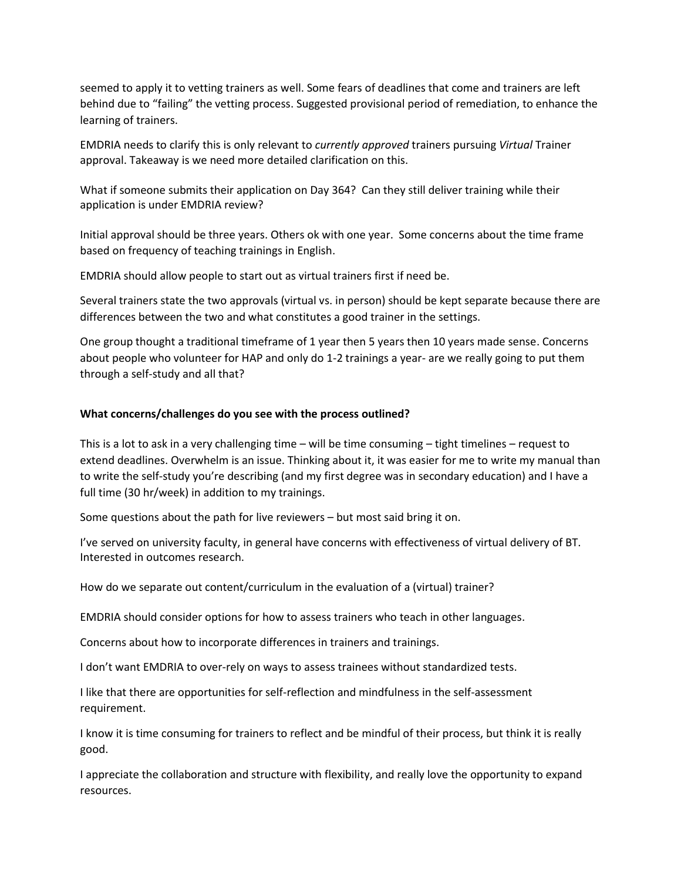seemed to apply it to vetting trainers as well. Some fears of deadlines that come and trainers are left behind due to "failing" the vetting process. Suggested provisional period of remediation, to enhance the learning of trainers.

EMDRIA needs to clarify this is only relevant to *currently approved* trainers pursuing *Virtual* Trainer approval. Takeaway is we need more detailed clarification on this.

What if someone submits their application on Day 364? Can they still deliver training while their application is under EMDRIA review?

Initial approval should be three years. Others ok with one year. Some concerns about the time frame based on frequency of teaching trainings in English.

EMDRIA should allow people to start out as virtual trainers first if need be.

Several trainers state the two approvals (virtual vs. in person) should be kept separate because there are differences between the two and what constitutes a good trainer in the settings.

One group thought a traditional timeframe of 1 year then 5 years then 10 years made sense. Concerns about people who volunteer for HAP and only do 1-2 trainings a year- are we really going to put them through a self-study and all that?

**What concerns/challenges do you see with the process outlined?**

This is a lot to ask in a very challenging time – will be time consuming – tight timelines – request to extend deadlines. Overwhelm is an issue. Thinking about it, it was easier for me to write my manual than to write the self-study you're describing (and my first degree was in secondary education) and I have a full time (30 hr/week) in addition to my trainings.

Some questions about the path for live reviewers – but most said bring it on.

I've served on university faculty, in general have concerns with effectiveness of virtual delivery of BT. Interested in outcomes research.

How do we separate out content/curriculum in the evaluation of a (virtual) trainer?

EMDRIA should consider options for how to assess trainers who teach in other languages.

Concerns about how to incorporate differences in trainers and trainings.

I don't want EMDRIA to over-rely on ways to assess trainees without standardized tests.

I like that there are opportunities for self-reflection and mindfulness in the self-assessment requirement.

I know it is time consuming for trainers to reflect and be mindful of their process, but think it is really good.

I appreciate the collaboration and structure with flexibility, and really love the opportunity to expand resources.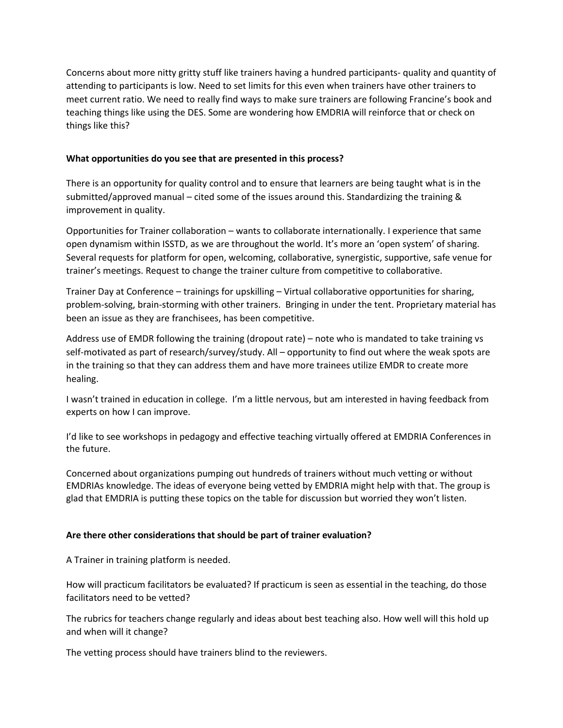Concerns about more nitty gritty stuff like trainers having a hundred participants- quality and quantity of attending to participants is low. Need to set limits for this even when trainers have other trainers to meet current ratio. We need to really find ways to make sure trainers are following Francine's book and teaching things like using the DES. Some are wondering how EMDRIA will reinforce that or check on things like this?

**What opportunities do you see that are presented in this process?**

There is an opportunity for quality control and to ensure that learners are being taught what is in the submitted/approved manual – cited some of the issues around this. Standardizing the training & improvement in quality.

Opportunities for Trainer collaboration – wants to collaborate internationally. I experience that same open dynamism within ISSTD, as we are throughout the world. It's more an 'open system' of sharing. Several requests for platform for open, welcoming, collaborative, synergistic, supportive, safe venue for trainer's meetings. Request to change the trainer culture from competitive to collaborative.

Trainer Day at Conference – trainings for upskilling – Virtual collaborative opportunities for sharing, problem-solving, brain-storming with other trainers. Bringing in under the tent. Proprietary material has been an issue as they are franchisees, has been competitive.

Address use of EMDR following the training (dropout rate) – note who is mandated to take training vs self-motivated as part of research/survey/study. All – opportunity to find out where the weak spots are in the training so that they can address them and have more trainees utilize EMDR to create more healing.

I wasn't trained in education in college. I'm a little nervous, but am interested in having feedback from experts on how I can improve.

I'd like to see workshops in pedagogy and effective teaching virtually offered at EMDRIA Conferences in the future.

Concerned about organizations pumping out hundreds of trainers without much vetting or without EMDRIAs knowledge. The ideas of everyone being vetted by EMDRIA might help with that. The group is glad that EMDRIA is putting these topics on the table for discussion but worried they won't listen.

**Are there other considerations that should be part of trainer evaluation?**

A Trainer in training platform is needed.

How will practicum facilitators be evaluated? If practicum is seen as essential in the teaching, do those facilitators need to be vetted?

The rubrics for teachers change regularly and ideas about best teaching also. How well will this hold up and when will it change?

The vetting process should have trainers blind to the reviewers.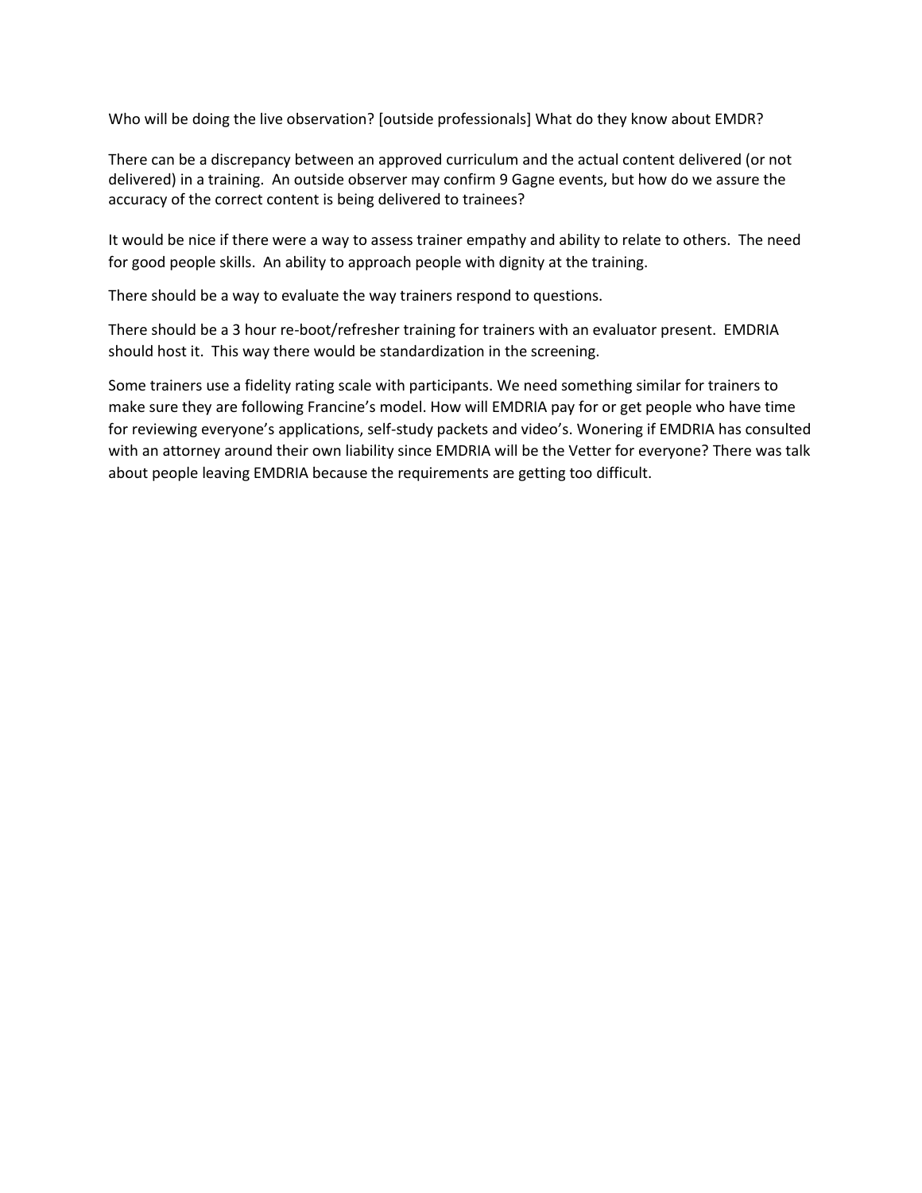Who will be doing the live observation? [outside professionals] What do they know about EMDR?

There can be a discrepancy between an approved curriculum and the actual content delivered (or not delivered) in a training. An outside observer may confirm 9 Gagne events, but how do we assure the accuracy of the correct content is being delivered to trainees?

It would be nice if there were a way to assess trainer empathy and ability to relate to others. The need for good people skills. An ability to approach people with dignity at the training.

There should be a way to evaluate the way trainers respond to questions.

There should be a 3 hour re-boot/refresher training for trainers with an evaluator present. EMDRIA should host it. This way there would be standardization in the screening.

Some trainers use a fidelity rating scale with participants. We need something similar for trainers to make sure they are following Francine's model. How will EMDRIA pay for or get people who have time for reviewing everyone's applications, self-study packets and video's. Wonering if EMDRIA has consulted with an attorney around their own liability since EMDRIA will be the Vetter for everyone? There was talk about people leaving EMDRIA because the requirements are getting too difficult.